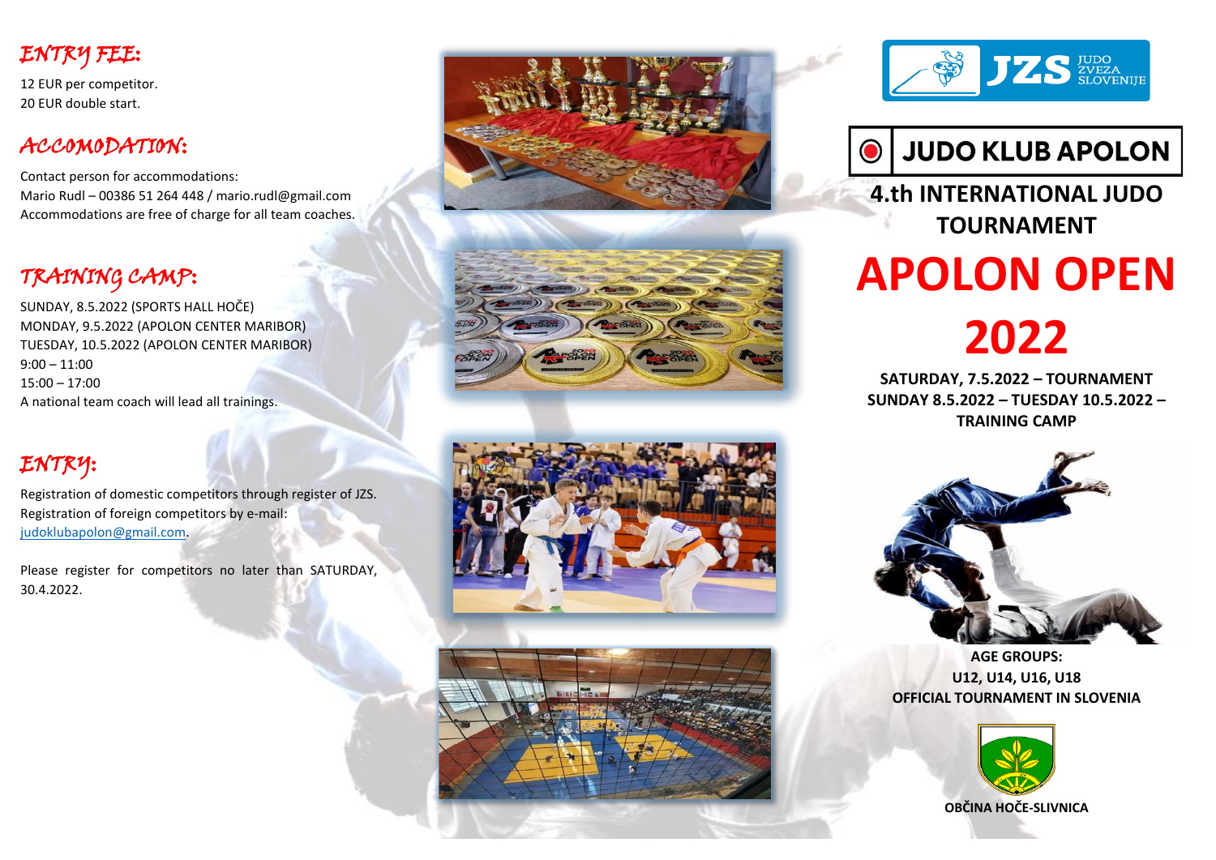## ENTRY FEE:

12 EUR per competitor.
20 EUR double start.

## ACCOMODATION:

Contact person for accommodations:
Mario Rudl – 00386 51 264 448 / mario.rudl@gmail.com
Accommodations are free of charge for all team coaches.

## TRAINING CAMP:

SUNDAY, 8.5.2022 (SPORTS HALL HOČE)
MONDAY, 9.5.2022 (APOLON CENTER MARIBOR)
TUESDAY, 10.5.2022 (APOLON CENTER MARIBOR)
9:00 – 11:00
15:00 – 17:00
A national team coach will lead all trainings.

## ENTRY:

Registration of domestic competitors through register of JZS.
Registration of foreign competitors by e-mail: judoklubapolon@gmail.com.

Please register for competitors no later than SATURDAY, 30.4.2022.

JZS JUDO ZVEZA SLOVENIJE

**JUDO KLUB APOLON**

**4.th INTERNATIONAL JUDO TOURNAMENT**

# APOLON OPEN 2022

**SATURDAY, 7.5.2022 – TOURNAMENT**
**SUNDAY 8.5.2022 – TUESDAY 10.5.2022 – TRAINING CAMP**

**AGE GROUPS:**
**U12, U14, U16, U18**
**OFFICIAL TOURNAMENT IN SLOVENIA**

**OBČINA HOČE-SLIVNICA**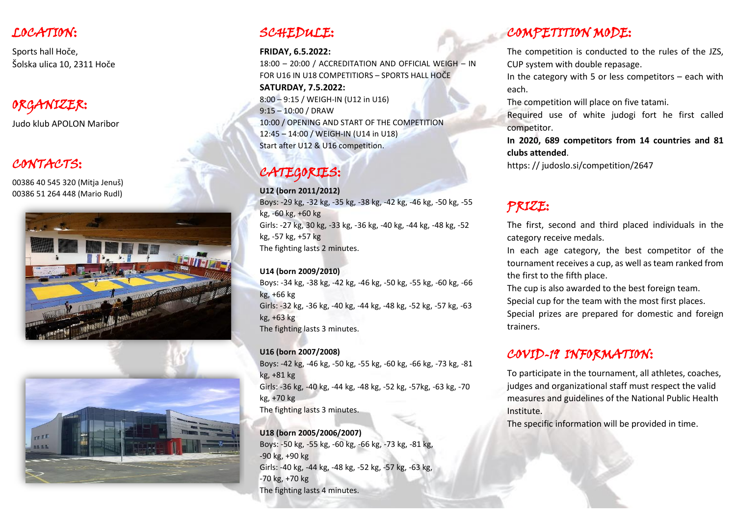## LOCATION:

Sports hall Hoče,
Šolska ulica 10, 2311 Hoče

## ORGANIZER:

Judo klub APOLON Maribor

## CONTACTS:

00386 40 545 320 (Mitja Jenuš)
00386 51 264 448 (Mario Rudl)

## SCHEDULE:

**FRIDAY, 6.5.2022:**
18:00 – 20:00 / ACCREDITATION AND OFFICIAL WEIGH – IN FOR U16 IN U18 COMPETITORS – SPORTS HALL HOČE
**SATURDAY, 7.5.2022:**
8:00 – 9:15 / WEIGH-IN (U12 in U16)
9:15 – 10:00 / DRAW
10:00 / OPENING AND START OF THE COMPETITION
12:45 – 14:00 / WEIGH-IN (U14 in U18)
Start after U12 & U16 competition.

## CATEGORIES:

**U12 (born 2011/2012)**
Boys: -29 kg, -32 kg, -35 kg, -38 kg, -42 kg, -46 kg, -50 kg, -55 kg, -60 kg, +60 kg
Girls: -27 kg, 30 kg, -33 kg, -36 kg, -40 kg, -44 kg, -48 kg, -52 kg, -57 kg, +57 kg
The fighting lasts 2 minutes.

**U14 (born 2009/2010)**
Boys: -34 kg, -38 kg, -42 kg, -46 kg, -50 kg, -55 kg, -60 kg, -66 kg, +66 kg
Girls: -32 kg, -36 kg, -40 kg, -44 kg, -48 kg, -52 kg, -57 kg, -63 kg, +63 kg
The fighting lasts 3 minutes.

**U16 (born 2007/2008)**
Boys: -42 kg, -46 kg, -50 kg, -55 kg, -60 kg, -66 kg, -73 kg, -81 kg, +81 kg
Girls: -36 kg, -40 kg, -44 kg, -48 kg, -52 kg, -57kg, -63 kg, -70 kg, +70 kg
The fighting lasts 3 minutes.

**U18 (born 2005/2006/2007)**
Boys: -50 kg, -55 kg, -60 kg, -66 kg, -73 kg, -81 kg, -90 kg, +90 kg
Girls: -40 kg, -44 kg, -48 kg, -52 kg, -57 kg, -63 kg, -70 kg, +70 kg
The fighting lasts 4 minutes.

## COMPETITION MODE:

The competition is conducted to the rules of the JZS, CUP system with double repasage.
In the category with 5 or less competitors – each with each.
The competition will place on five tatami.
Required use of white judogi fort he first called competitor.
**In 2020, 689 competitors from 14 countries and 81 clubs attended**.
https: // judoslo.si/competition/2647

## PRIZE:

The first, second and third placed individuals in the category receive medals.
In each age category, the best competitor of the tournament receives a cup, as well as team ranked from the first to the fifth place.
The cup is also awarded to the best foreign team.
Special cup for the team with the most first places.
Special prizes are prepared for domestic and foreign trainers.

## COVID-19 INFORMATION:

To participate in the tournament, all athletes, coaches, judges and organizational staff must respect the valid measures and guidelines of the National Public Health Institute.
The specific information will be provided in time.